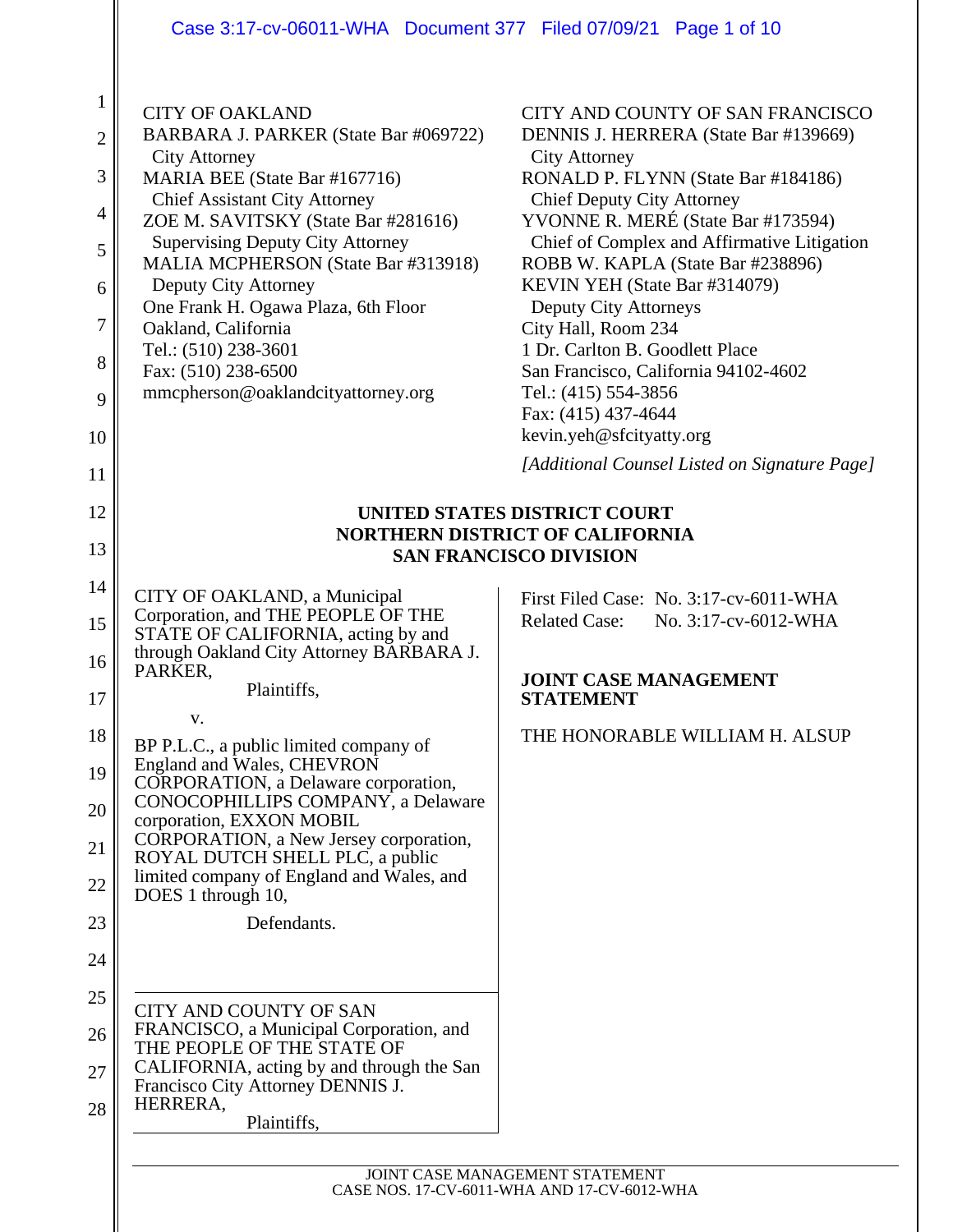CITY OF OAKLAND
BARBARA J. PARKER (State Bar #069722)
City Attorney
MARIA BEE (State Bar #167716)
Chief Assistant City Attorney
ZOE M. SAVITSKY (State Bar #281616)
Supervising Deputy City Attorney
MALIA MCPHERSON (State Bar #313918)
Deputy City Attorney
One Frank H. Ogawa Plaza, 6th Floor
Oakland, California
Tel.: (510) 238-3601
Fax: (510) 238-6500
mmcpherson@oaklandcityattorney.org

CITY AND COUNTY OF SAN FRANCISCO
DENNIS J. HERRERA (State Bar #139669)
City Attorney
RONALD P. FLYNN (State Bar #184186)
Chief Deputy City Attorney
YVONNE R. MERÉ (State Bar #173594)
Chief of Complex and Affirmative Litigation
ROBB W. KAPLA (State Bar #238896)
KEVIN YEH (State Bar #314079)
Deputy City Attorneys
City Hall, Room 234
1 Dr. Carlton B. Goodlett Place
San Francisco, California 94102-4602
Tel.: (415) 554-3856
Fax: (415) 437-4644
kevin.yeh@sfcityatty.org

*[Additional Counsel Listed on Signature Page]*

**UNITED STATES DISTRICT COURT**
**NORTHERN DISTRICT OF CALIFORNIA**
**SAN FRANCISCO DIVISION**

CITY OF OAKLAND, a Municipal Corporation, and THE PEOPLE OF THE STATE OF CALIFORNIA, acting by and through Oakland City Attorney BARBARA J. PARKER,

Plaintiffs,

v.

BP P.L.C., a public limited company of England and Wales, CHEVRON CORPORATION, a Delaware corporation, CONOCOPHILLIPS COMPANY, a Delaware corporation, EXXON MOBIL CORPORATION, a New Jersey corporation, ROYAL DUTCH SHELL PLC, a public limited company of England and Wales, and DOES 1 through 10,

Defendants.

---

CITY AND COUNTY OF SAN FRANCISCO, a Municipal Corporation, and THE PEOPLE OF THE STATE OF CALIFORNIA, acting by and through the San Francisco City Attorney DENNIS J. HERRERA,

Plaintiffs,

First Filed Case: No. 3:17-cv-6011-WHA
Related Case: No. 3:17-cv-6012-WHA

**JOINT CASE MANAGEMENT STATEMENT**

THE HONORABLE WILLIAM H. ALSUP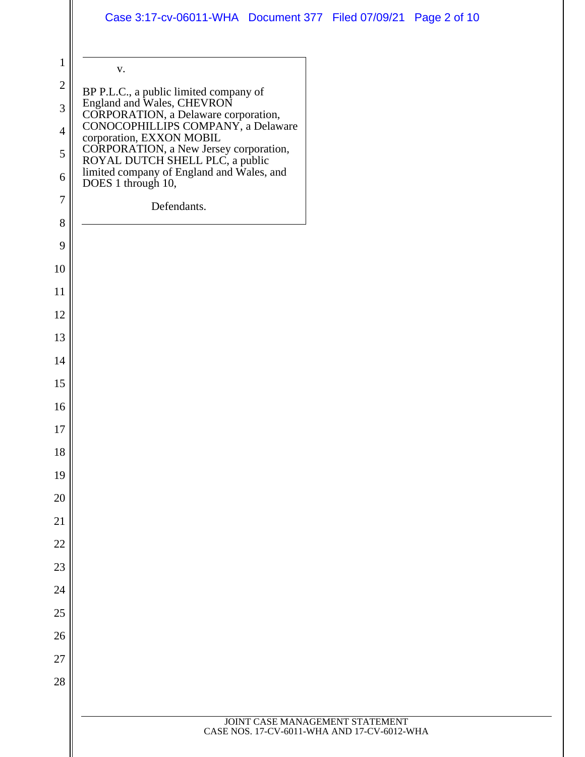v.

BP P.L.C., a public limited company of England and Wales, CHEVRON CORPORATION, a Delaware corporation, CONOCOPHILLIPS COMPANY, a Delaware corporation, EXXON MOBIL CORPORATION, a New Jersey corporation, ROYAL DUTCH SHELL PLC, a public limited company of England and Wales, and DOES 1 through 10,

Defendants.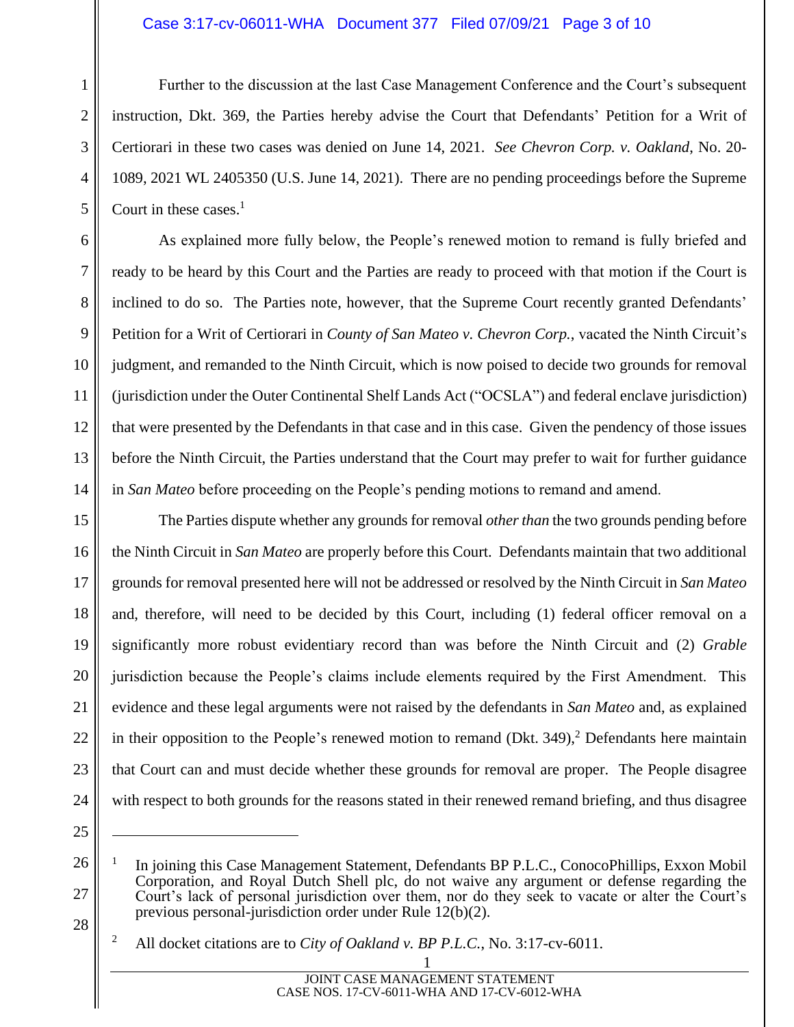Further to the discussion at the last Case Management Conference and the Court's subsequent instruction, Dkt. 369, the Parties hereby advise the Court that Defendants' Petition for a Writ of Certiorari in these two cases was denied on June 14, 2021. *See Chevron Corp. v. Oakland*, No. 20-1089, 2021 WL 2405350 (U.S. June 14, 2021). There are no pending proceedings before the Supreme Court in these cases.[1]

As explained more fully below, the People's renewed motion to remand is fully briefed and ready to be heard by this Court and the Parties are ready to proceed with that motion if the Court is inclined to do so. The Parties note, however, that the Supreme Court recently granted Defendants' Petition for a Writ of Certiorari in *County of San Mateo v. Chevron Corp.*, vacated the Ninth Circuit's judgment, and remanded to the Ninth Circuit, which is now poised to decide two grounds for removal (jurisdiction under the Outer Continental Shelf Lands Act ("OCSLA") and federal enclave jurisdiction) that were presented by the Defendants in that case and in this case. Given the pendency of those issues before the Ninth Circuit, the Parties understand that the Court may prefer to wait for further guidance in *San Mateo* before proceeding on the People's pending motions to remand and amend.

The Parties dispute whether any grounds for removal *other than* the two grounds pending before the Ninth Circuit in *San Mateo* are properly before this Court. Defendants maintain that two additional grounds for removal presented here will not be addressed or resolved by the Ninth Circuit in *San Mateo* and, therefore, will need to be decided by this Court, including (1) federal officer removal on a significantly more robust evidentiary record than was before the Ninth Circuit and (2) *Grable* jurisdiction because the People's claims include elements required by the First Amendment. This evidence and these legal arguments were not raised by the defendants in *San Mateo* and, as explained in their opposition to the People's renewed motion to remand (Dkt. 349),[2] Defendants here maintain that Court can and must decide whether these grounds for removal are proper. The People disagree with respect to both grounds for the reasons stated in their renewed remand briefing, and thus disagree

---

[1] In joining this Case Management Statement, Defendants BP P.L.C., ConocoPhillips, Exxon Mobil Corporation, and Royal Dutch Shell plc, do not waive any argument or defense regarding the Court's lack of personal jurisdiction over them, nor do they seek to vacate or alter the Court's previous personal-jurisdiction order under Rule 12(b)(2).

[2] All docket citations are to *City of Oakland v. BP P.L.C.*, No. 3:17-cv-6011.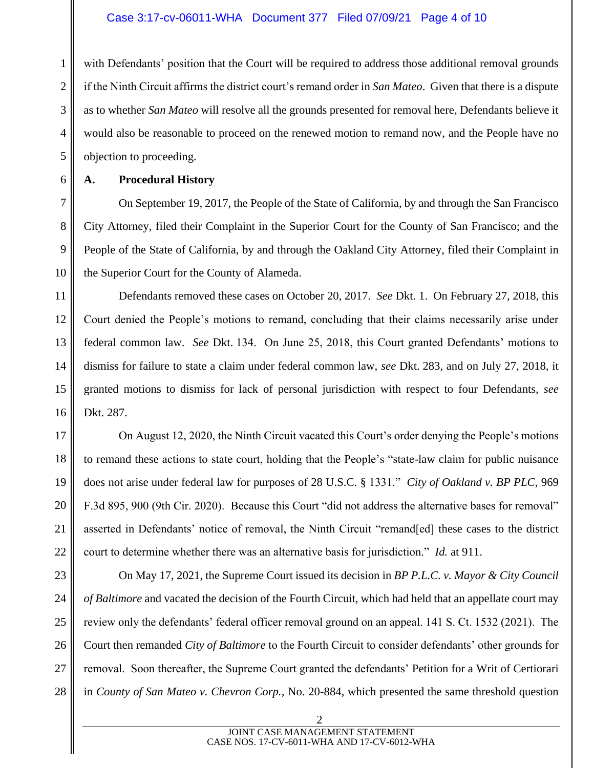with Defendants' position that the Court will be required to address those additional removal grounds if the Ninth Circuit affirms the district court's remand order in *San Mateo*. Given that there is a dispute as to whether *San Mateo* will resolve all the grounds presented for removal here, Defendants believe it would also be reasonable to proceed on the renewed motion to remand now, and the People have no objection to proceeding.

### A. Procedural History

On September 19, 2017, the People of the State of California, by and through the San Francisco City Attorney, filed their Complaint in the Superior Court for the County of San Francisco; and the People of the State of California, by and through the Oakland City Attorney, filed their Complaint in the Superior Court for the County of Alameda.

Defendants removed these cases on October 20, 2017. *See* Dkt. 1. On February 27, 2018, this Court denied the People's motions to remand, concluding that their claims necessarily arise under federal common law. *See* Dkt. 134. On June 25, 2018, this Court granted Defendants' motions to dismiss for failure to state a claim under federal common law, *see* Dkt. 283, and on July 27, 2018, it granted motions to dismiss for lack of personal jurisdiction with respect to four Defendants, *see* Dkt. 287.

On August 12, 2020, the Ninth Circuit vacated this Court's order denying the People's motions to remand these actions to state court, holding that the People's "state-law claim for public nuisance does not arise under federal law for purposes of 28 U.S.C. § 1331." *City of Oakland v. BP PLC*, 969 F.3d 895, 900 (9th Cir. 2020). Because this Court "did not address the alternative bases for removal" asserted in Defendants' notice of removal, the Ninth Circuit "remand[ed] these cases to the district court to determine whether there was an alternative basis for jurisdiction." *Id.* at 911.

On May 17, 2021, the Supreme Court issued its decision in *BP P.L.C. v. Mayor & City Council of Baltimore* and vacated the decision of the Fourth Circuit, which had held that an appellate court may review only the defendants' federal officer removal ground on an appeal. 141 S. Ct. 1532 (2021). The Court then remanded *City of Baltimore* to the Fourth Circuit to consider defendants' other grounds for removal. Soon thereafter, the Supreme Court granted the defendants' Petition for a Writ of Certiorari in *County of San Mateo v. Chevron Corp.*, No. 20-884, which presented the same threshold question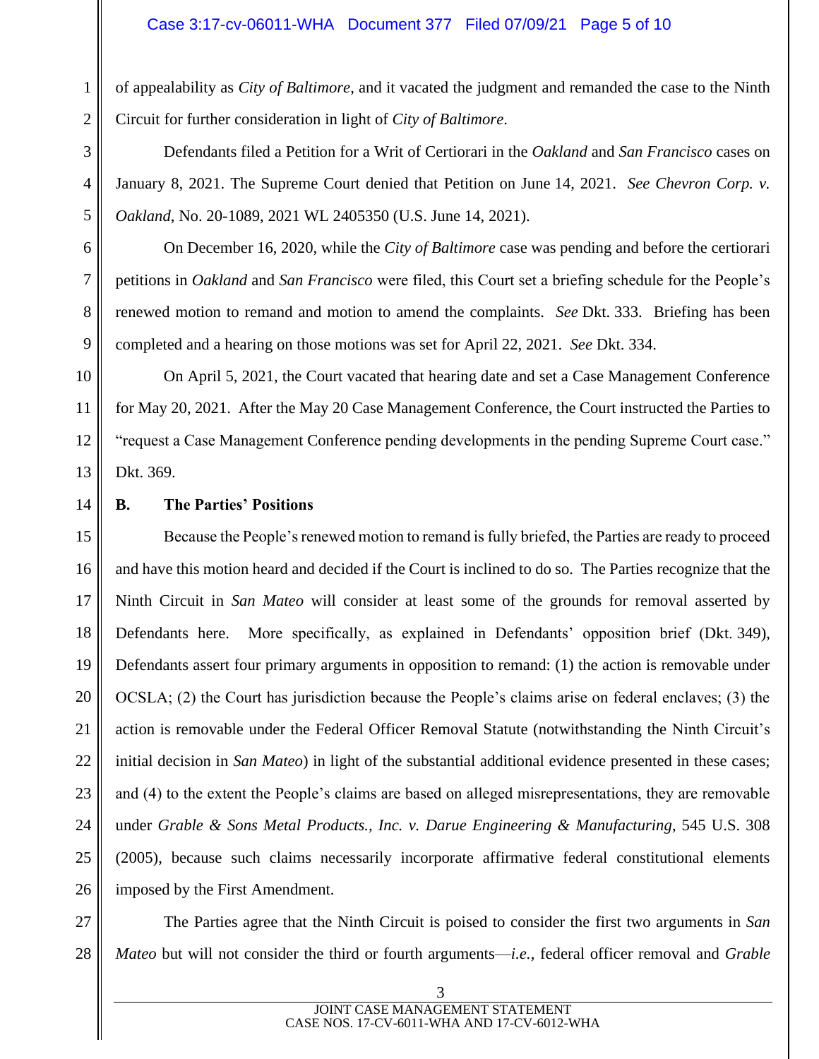of appealability as *City of Baltimore*, and it vacated the judgment and remanded the case to the Ninth Circuit for further consideration in light of *City of Baltimore*.

Defendants filed a Petition for a Writ of Certiorari in the *Oakland* and *San Francisco* cases on January 8, 2021. The Supreme Court denied that Petition on June 14, 2021. *See Chevron Corp. v. Oakland*, No. 20-1089, 2021 WL 2405350 (U.S. June 14, 2021).

On December 16, 2020, while the *City of Baltimore* case was pending and before the certiorari petitions in *Oakland* and *San Francisco* were filed, this Court set a briefing schedule for the People's renewed motion to remand and motion to amend the complaints. *See* Dkt. 333. Briefing has been completed and a hearing on those motions was set for April 22, 2021. *See* Dkt. 334.

On April 5, 2021, the Court vacated that hearing date and set a Case Management Conference for May 20, 2021. After the May 20 Case Management Conference, the Court instructed the Parties to "request a Case Management Conference pending developments in the pending Supreme Court case." Dkt. 369.

**B. The Parties' Positions**

Because the People's renewed motion to remand is fully briefed, the Parties are ready to proceed and have this motion heard and decided if the Court is inclined to do so. The Parties recognize that the Ninth Circuit in *San Mateo* will consider at least some of the grounds for removal asserted by Defendants here. More specifically, as explained in Defendants' opposition brief (Dkt. 349), Defendants assert four primary arguments in opposition to remand: (1) the action is removable under OCSLA; (2) the Court has jurisdiction because the People's claims arise on federal enclaves; (3) the action is removable under the Federal Officer Removal Statute (notwithstanding the Ninth Circuit's initial decision in *San Mateo*) in light of the substantial additional evidence presented in these cases; and (4) to the extent the People's claims are based on alleged misrepresentations, they are removable under *Grable & Sons Metal Products., Inc. v. Darue Engineering & Manufacturing*, 545 U.S. 308 (2005), because such claims necessarily incorporate affirmative federal constitutional elements imposed by the First Amendment.

The Parties agree that the Ninth Circuit is poised to consider the first two arguments in *San Mateo* but will not consider the third or fourth arguments—*i.e.*, federal officer removal and *Grable*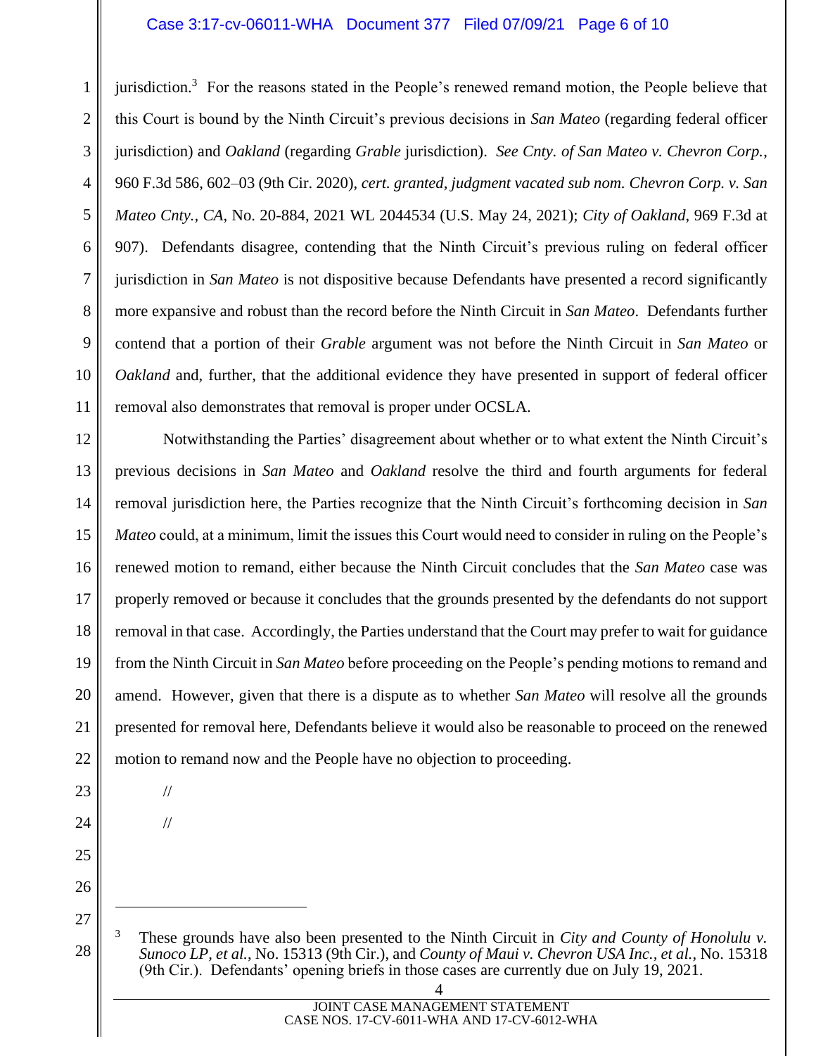jurisdiction.[3] For the reasons stated in the People's renewed remand motion, the People believe that this Court is bound by the Ninth Circuit's previous decisions in *San Mateo* (regarding federal officer jurisdiction) and *Oakland* (regarding *Grable* jurisdiction). *See Cnty. of San Mateo v. Chevron Corp.*, 960 F.3d 586, 602–03 (9th Cir. 2020), *cert. granted, judgment vacated sub nom. Chevron Corp. v. San Mateo Cnty., CA*, No. 20-884, 2021 WL 2044534 (U.S. May 24, 2021); *City of Oakland*, 969 F.3d at 907). Defendants disagree, contending that the Ninth Circuit's previous ruling on federal officer jurisdiction in *San Mateo* is not dispositive because Defendants have presented a record significantly more expansive and robust than the record before the Ninth Circuit in *San Mateo*. Defendants further contend that a portion of their *Grable* argument was not before the Ninth Circuit in *San Mateo* or *Oakland* and, further, that the additional evidence they have presented in support of federal officer removal also demonstrates that removal is proper under OCSLA.

Notwithstanding the Parties' disagreement about whether or to what extent the Ninth Circuit's previous decisions in *San Mateo* and *Oakland* resolve the third and fourth arguments for federal removal jurisdiction here, the Parties recognize that the Ninth Circuit's forthcoming decision in *San Mateo* could, at a minimum, limit the issues this Court would need to consider in ruling on the People's renewed motion to remand, either because the Ninth Circuit concludes that the *San Mateo* case was properly removed or because it concludes that the grounds presented by the defendants do not support removal in that case. Accordingly, the Parties understand that the Court may prefer to wait for guidance from the Ninth Circuit in *San Mateo* before proceeding on the People's pending motions to remand and amend. However, given that there is a dispute as to whether *San Mateo* will resolve all the grounds presented for removal here, Defendants believe it would also be reasonable to proceed on the renewed motion to remand now and the People have no objection to proceeding.

//

//

---

[3] These grounds have also been presented to the Ninth Circuit in *City and County of Honolulu v. Sunoco LP, et al.*, No. 15313 (9th Cir.), and *County of Maui v. Chevron USA Inc., et al.*, No. 15318 (9th Cir.). Defendants' opening briefs in those cases are currently due on July 19, 2021.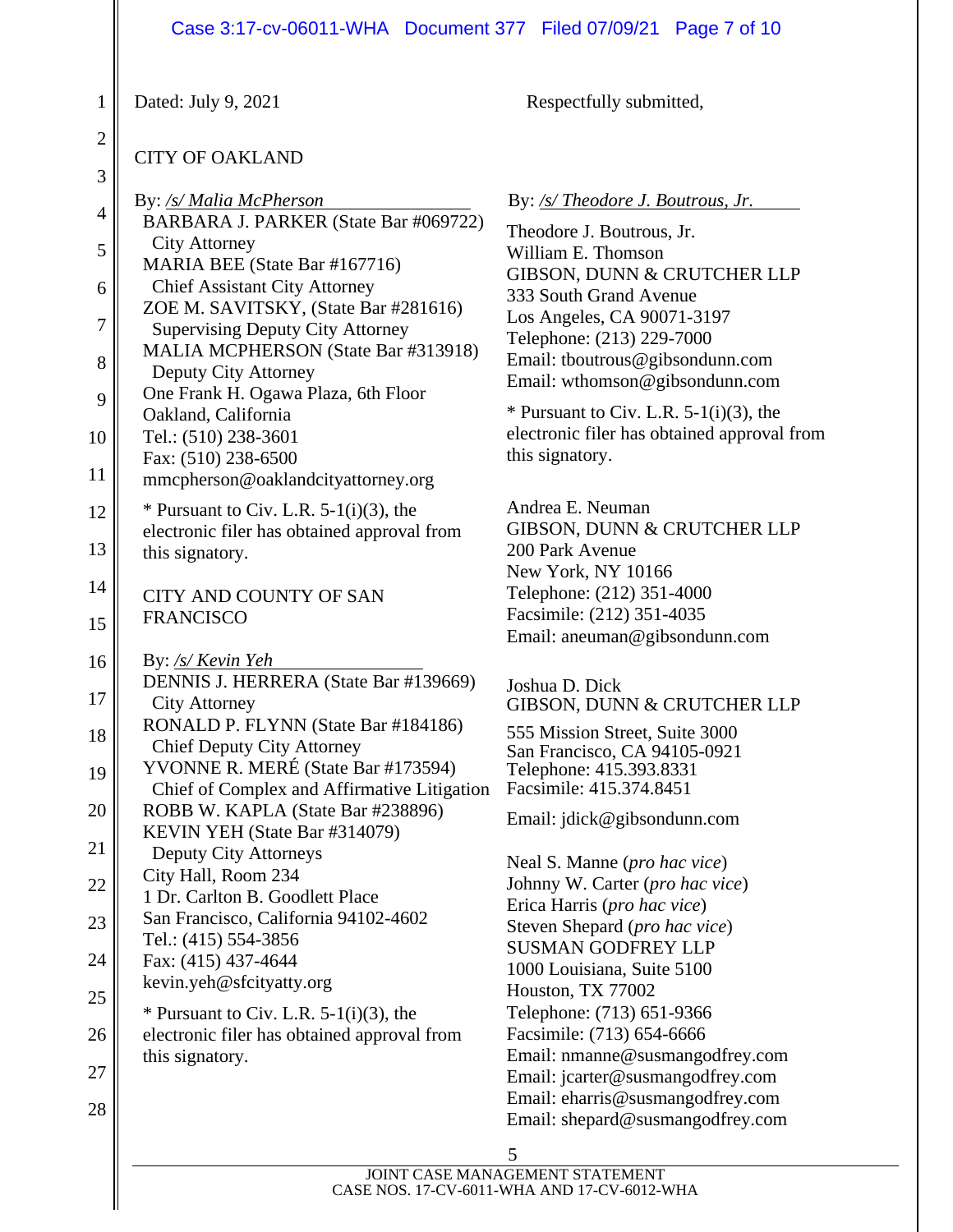Dated: July 9, 2021

Respectfully submitted,

CITY OF OAKLAND

By: */s/ Malia McPherson*
BARBARA J. PARKER (State Bar #069722)
City Attorney
MARIA BEE (State Bar #167716)
Chief Assistant City Attorney
ZOE M. SAVITSKY, (State Bar #281616)
Supervising Deputy City Attorney
MALIA MCPHERSON (State Bar #313918)
Deputy City Attorney
One Frank H. Ogawa Plaza, 6th Floor
Oakland, California
Tel.: (510) 238-3601
Fax: (510) 238-6500
mmcpherson@oaklandcityattorney.org

* Pursuant to Civ. L.R. 5-1(i)(3), the electronic filer has obtained approval from this signatory.

CITY AND COUNTY OF SAN FRANCISCO

By: */s/ Kevin Yeh*
DENNIS J. HERRERA (State Bar #139669)
City Attorney
RONALD P. FLYNN (State Bar #184186)
Chief Deputy City Attorney
YVONNE R. MERÉ (State Bar #173594)
Chief of Complex and Affirmative Litigation
ROBB W. KAPLA (State Bar #238896)
KEVIN YEH (State Bar #314079)
Deputy City Attorneys
City Hall, Room 234
1 Dr. Carlton B. Goodlett Place
San Francisco, California 94102-4602
Tel.: (415) 554-3856
Fax: (415) 437-4644
kevin.yeh@sfcityatty.org

* Pursuant to Civ. L.R. 5-1(i)(3), the electronic filer has obtained approval from this signatory.

By: */s/ Theodore J. Boutrous, Jr.*

Theodore J. Boutrous, Jr.
William E. Thomson
GIBSON, DUNN & CRUTCHER LLP
333 South Grand Avenue
Los Angeles, CA 90071-3197
Telephone: (213) 229-7000
Email: tboutrous@gibsondunn.com
Email: wthomson@gibsondunn.com

* Pursuant to Civ. L.R. 5-1(i)(3), the electronic filer has obtained approval from this signatory.

Andrea E. Neuman
GIBSON, DUNN & CRUTCHER LLP
200 Park Avenue
New York, NY 10166
Telephone: (212) 351-4000
Facsimile: (212) 351-4035
Email: aneuman@gibsondunn.com

Joshua D. Dick
GIBSON, DUNN & CRUTCHER LLP
555 Mission Street, Suite 3000
San Francisco, CA 94105-0921
Telephone: 415.393.8331
Facsimile: 415.374.8451
Email: jdick@gibsondunn.com

Neal S. Manne (*pro hac vice*)
Johnny W. Carter (*pro hac vice*)
Erica Harris (*pro hac vice*)
Steven Shepard (*pro hac vice*)
SUSMAN GODFREY LLP
1000 Louisiana, Suite 5100
Houston, TX 77002
Telephone: (713) 651-9366
Facsimile: (713) 654-6666
Email: nmanne@susmangodfrey.com
Email: jcarter@susmangodfrey.com
Email: eharris@susmangodfrey.com
Email: shepard@susmangodfrey.com

JOINT CASE MANAGEMENT STATEMENT
CASE NOS. 17-CV-6011-WHA AND 17-CV-6012-WHA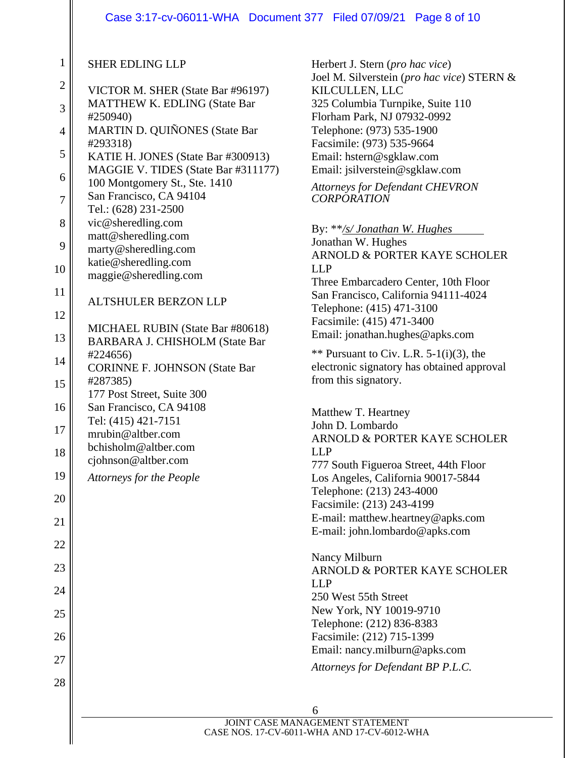SHER EDLING LLP

VICTOR M. SHER (State Bar #96197)
MATTHEW K. EDLING (State Bar #250940)
MARTIN D. QUIÑONES (State Bar #293318)
KATIE H. JONES (State Bar #300913)
MAGGIE V. TIDES (State Bar #311177)
100 Montgomery St., Ste. 1410
San Francisco, CA 94104
Tel.: (628) 231-2500
vic@sheredling.com
matt@sheredling.com
marty@sheredling.com
katie@sheredling.com
maggie@sheredling.com

ALTSHULER BERZON LLP

MICHAEL RUBIN (State Bar #80618)
BARBARA J. CHISHOLM (State Bar #224656)
CORINNE F. JOHNSON (State Bar #287385)
177 Post Street, Suite 300
San Francisco, CA 94108
Tel: (415) 421-7151
mrubin@altber.com
bchisholm@altber.com
cjohnson@altber.com

*Attorneys for the People*

Herbert J. Stern (*pro hac vice*)
Joel M. Silverstein (*pro hac vice*) STERN & KILCULLEN, LLC
325 Columbia Turnpike, Suite 110
Florham Park, NJ 07932-0992
Telephone: (973) 535-1900
Facsimile: (973) 535-9664
Email: hstern@sgklaw.com
Email: jsilverstein@sgklaw.com

*Attorneys for Defendant CHEVRON CORPORATION*

By: ***/s/ Jonathan W. Hughes*
Jonathan W. Hughes
ARNOLD & PORTER KAYE SCHOLER LLP
Three Embarcadero Center, 10th Floor
San Francisco, California 94111-4024
Telephone: (415) 471-3100
Facsimile: (415) 471-3400
Email: jonathan.hughes@apks.com

** Pursuant to Civ. L.R. 5-1(i)(3), the electronic signatory has obtained approval from this signatory.

Matthew T. Heartney
John D. Lombardo
ARNOLD & PORTER KAYE SCHOLER LLP
777 South Figueroa Street, 44th Floor
Los Angeles, California 90017-5844
Telephone: (213) 243-4000
Facsimile: (213) 243-4199
E-mail: matthew.heartney@apks.com
E-mail: john.lombardo@apks.com

Nancy Milburn
ARNOLD & PORTER KAYE SCHOLER LLP
250 West 55th Street
New York, NY 10019-9710
Telephone: (212) 836-8383
Facsimile: (212) 715-1399
Email: nancy.milburn@apks.com

*Attorneys for Defendant BP P.L.C.*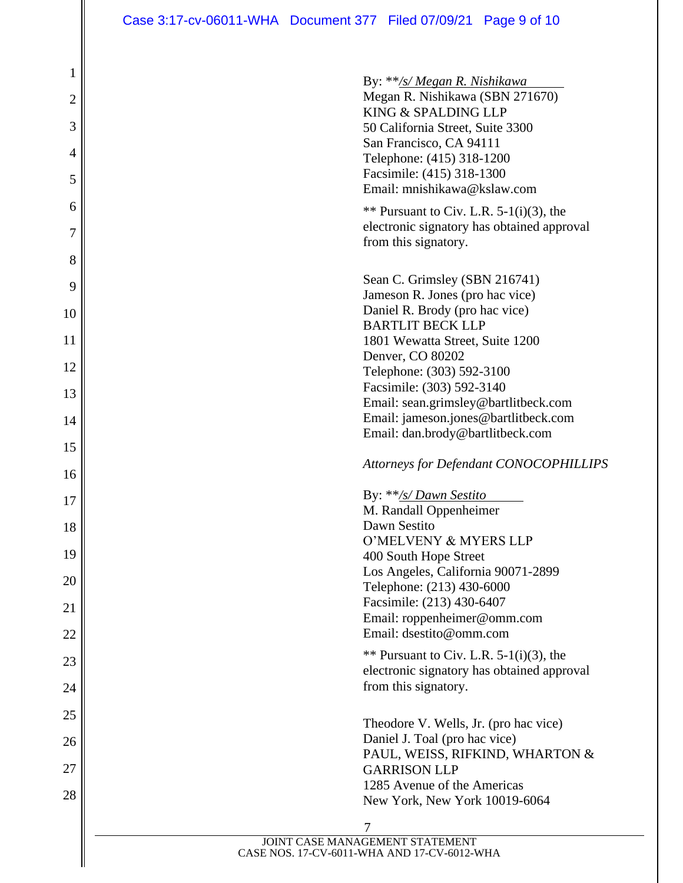By: ***/s/ Megan R. Nishikawa*
Megan R. Nishikawa (SBN 271670)
KING & SPALDING LLP
50 California Street, Suite 3300
San Francisco, CA 94111
Telephone: (415) 318-1200
Facsimile: (415) 318-1300
Email: mnishikawa@kslaw.com

** Pursuant to Civ. L.R. 5-1(i)(3), the electronic signatory has obtained approval from this signatory.

Sean C. Grimsley (SBN 216741)
Jameson R. Jones (pro hac vice)
Daniel R. Brody (pro hac vice)
BARTLIT BECK LLP
1801 Wewatta Street, Suite 1200
Denver, CO 80202
Telephone: (303) 592-3100
Facsimile: (303) 592-3140
Email: sean.grimsley@bartlitbeck.com
Email: jameson.jones@bartlitbeck.com
Email: dan.brody@bartlitbeck.com

*Attorneys for Defendant CONOCOPHILLIPS*

By: ***/s/ Dawn Sestito*
M. Randall Oppenheimer
Dawn Sestito
O'MELVENY & MYERS LLP
400 South Hope Street
Los Angeles, California 90071-2899
Telephone: (213) 430-6000
Facsimile: (213) 430-6407
Email: roppenheimer@omm.com
Email: dsestito@omm.com

** Pursuant to Civ. L.R. 5-1(i)(3), the electronic signatory has obtained approval from this signatory.

Theodore V. Wells, Jr. (pro hac vice)
Daniel J. Toal (pro hac vice)
PAUL, WEISS, RIFKIND, WHARTON & GARRISON LLP
1285 Avenue of the Americas
New York, New York 10019-6064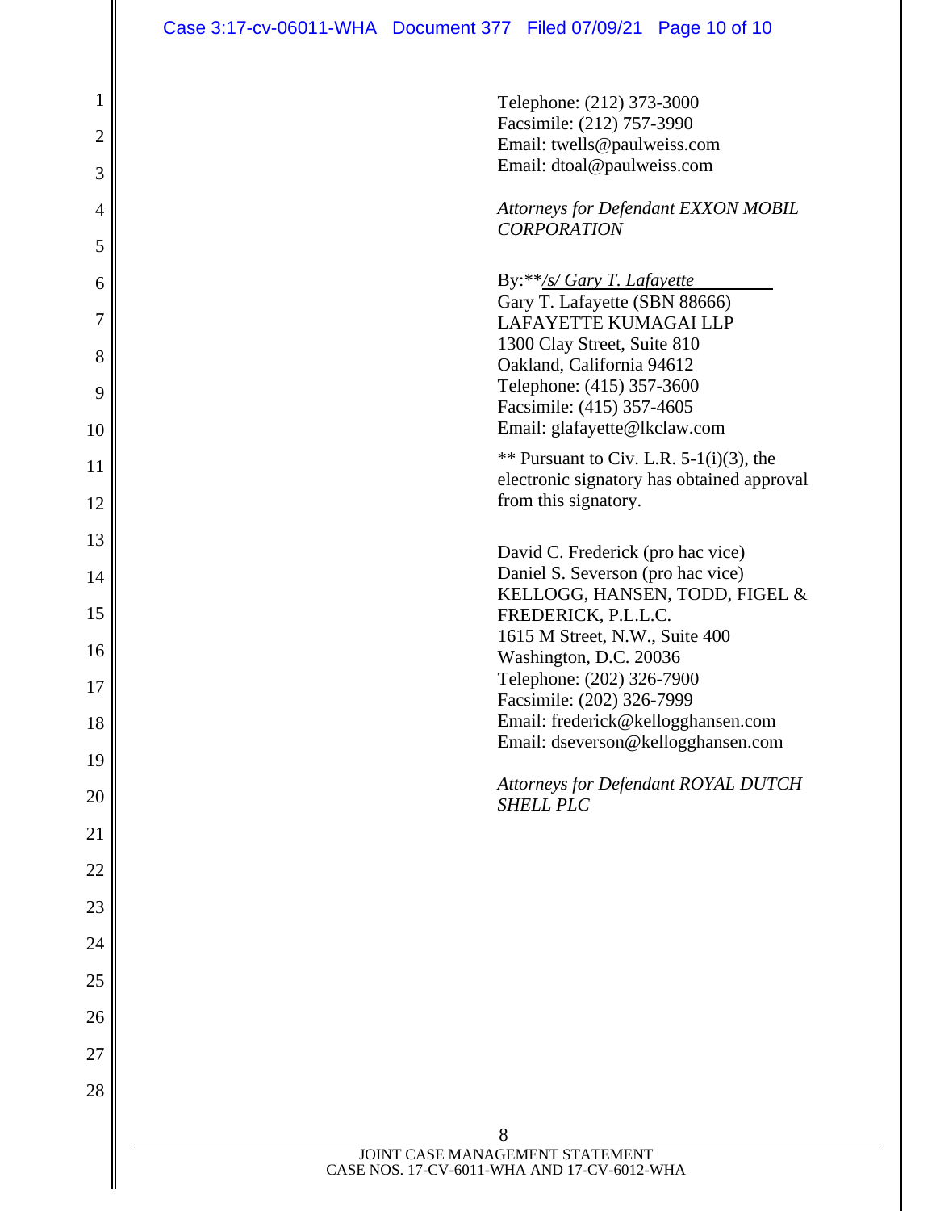Telephone: (212) 373-3000
Facsimile: (212) 757-3990
Email: twells@paulweiss.com
Email: dtoal@paulweiss.com

*Attorneys for Defendant EXXON MOBIL CORPORATION*

By:***/s/ Gary T. Lafayette*
Gary T. Lafayette (SBN 88666)
LAFAYETTE KUMAGAI LLP
1300 Clay Street, Suite 810
Oakland, California 94612
Telephone: (415) 357-3600
Facsimile: (415) 357-4605
Email: glafayette@lkclaw.com

** Pursuant to Civ. L.R. 5-1(i)(3), the electronic signatory has obtained approval from this signatory.

David C. Frederick (pro hac vice)
Daniel S. Severson (pro hac vice)
KELLOGG, HANSEN, TODD, FIGEL & FREDERICK, P.L.L.C.
1615 M Street, N.W., Suite 400
Washington, D.C. 20036
Telephone: (202) 326-7900
Facsimile: (202) 326-7999
Email: frederick@kellogghansen.com
Email: dseverson@kellogghansen.com

*Attorneys for Defendant ROYAL DUTCH SHELL PLC*